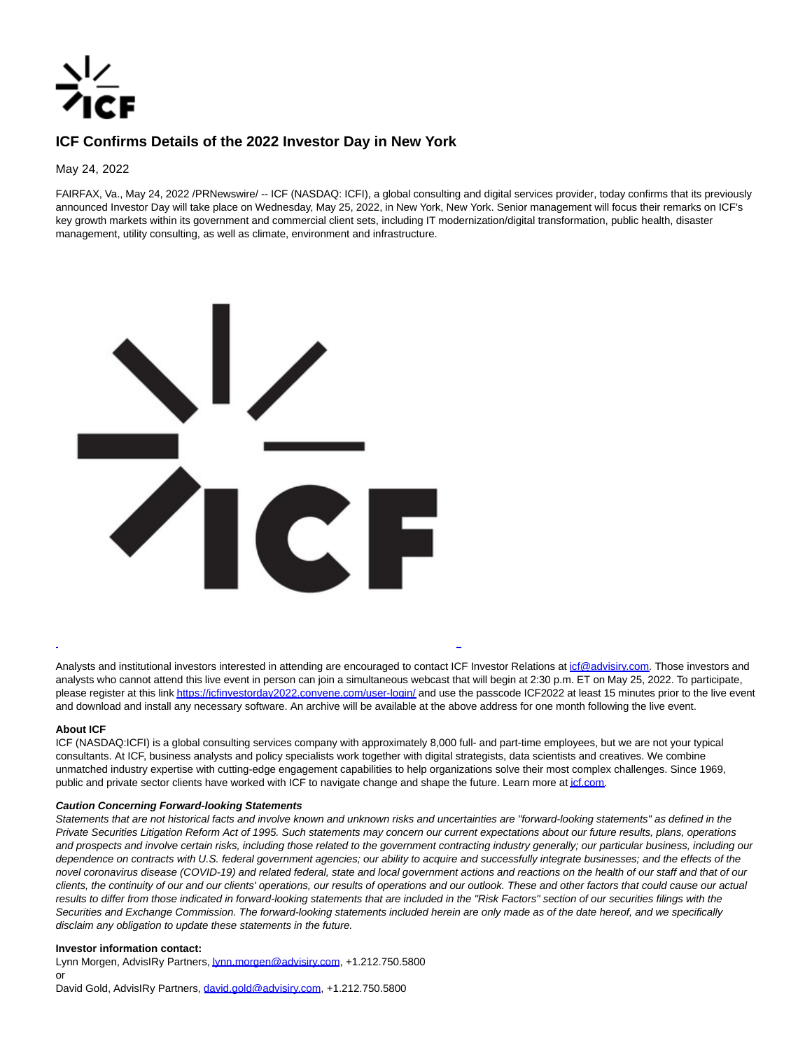# ICF Confirms Details of the 2022 Investor Day in New York

May 24, 2022

FAIRFAX, Va., May 24, 2022 /PRNewswire/ -- ICF (NASDAQ: ICFI), a global consulting and digital services provider, today confirms that its previously announced Investor Day will take place on Wednesday, May 25, 2022, in New York, New York. Senior management will focus their remarks on ICF's key growth markets within its government and commercial client sets, including IT modernization/digital transformation, public health, disaster management, utility consulting, as well as climate, environment and infrastructure.

Analysts and institutional investors interested in attending are encouraged to contact ICF Investor Relations at icf@advisiry.com. Those investors and analysts who cannot attend this live event in person can join a simultaneous webcast that will begin at 2:30 p.m. ET on May 25, 2022. To participate, please register at this link https://icfinvestorday2022.convene.com/user-login/ and use the passcode ICF2022 at least 15 minutes prior to the live event and download and install any necessary software. An archive will be available at the above address for one month following the live event.

**About ICF**

ICF (NASDAQ:ICFI) is a global consulting services company with approximately 8,000 full- and part-time employees, but we are not your typical consultants. At ICF, business analysts and policy specialists work together with digital strategists, data scientists and creatives. We combine unmatched industry expertise with cutting-edge engagement capabilities to help organizations solve their most complex challenges. Since 1969, public and private sector clients have worked with ICF to navigate change and shape the future. Learn more at icf.com.

***Caution Concerning Forward-looking Statements***

*Statements that are not historical facts and involve known and unknown risks and uncertainties are "forward-looking statements" as defined in the Private Securities Litigation Reform Act of 1995. Such statements may concern our current expectations about our future results, plans, operations and prospects and involve certain risks, including those related to the government contracting industry generally; our particular business, including our dependence on contracts with U.S. federal government agencies; our ability to acquire and successfully integrate businesses; and the effects of the novel coronavirus disease (COVID-19) and related federal, state and local government actions and reactions on the health of our staff and that of our clients, the continuity of our and our clients' operations, our results of operations and our outlook. These and other factors that could cause our actual results to differ from those indicated in forward-looking statements that are included in the "Risk Factors" section of our securities filings with the Securities and Exchange Commission. The forward-looking statements included herein are only made as of the date hereof, and we specifically disclaim any obligation to update these statements in the future.*

**Investor information contact:**

Lynn Morgen, AdvisIRy Partners, lynn.morgen@advisiry.com, +1.212.750.5800
or
David Gold, AdvisIRy Partners, david.gold@advisiry.com, +1.212.750.5800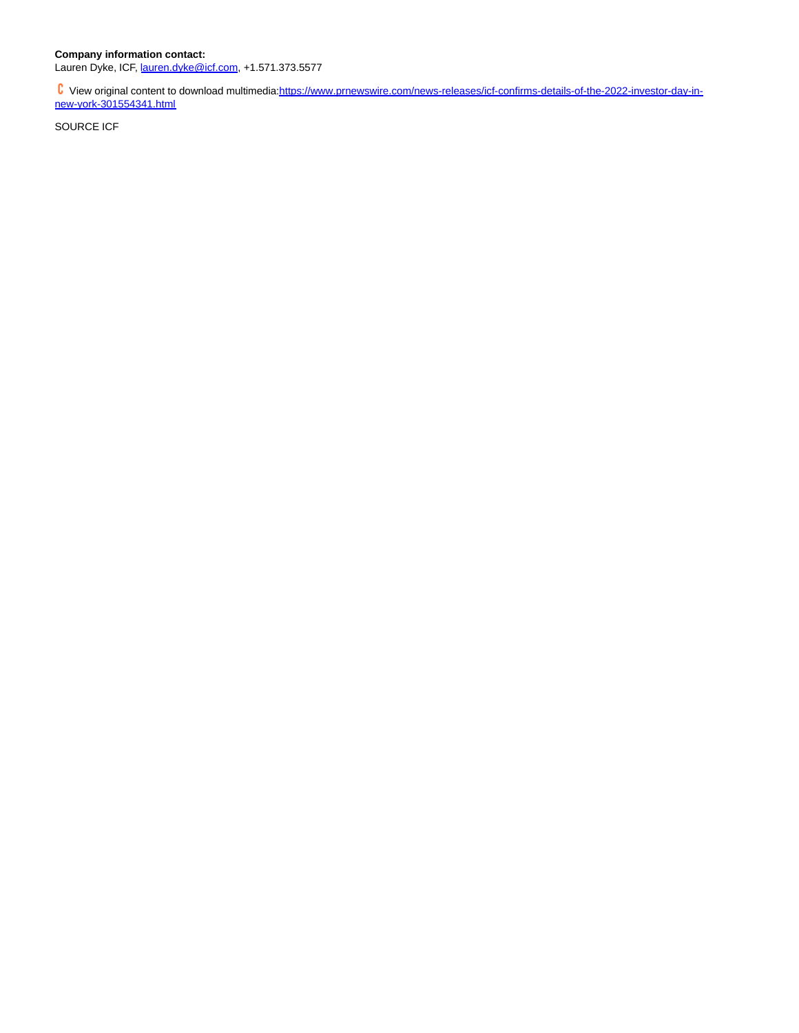**Company information contact:**
Lauren Dyke, ICF, lauren.dyke@icf.com, +1.571.373.5577

View original content to download multimedia:https://www.prnewswire.com/news-releases/icf-confirms-details-of-the-2022-investor-day-in-new-york-301554341.html

SOURCE ICF